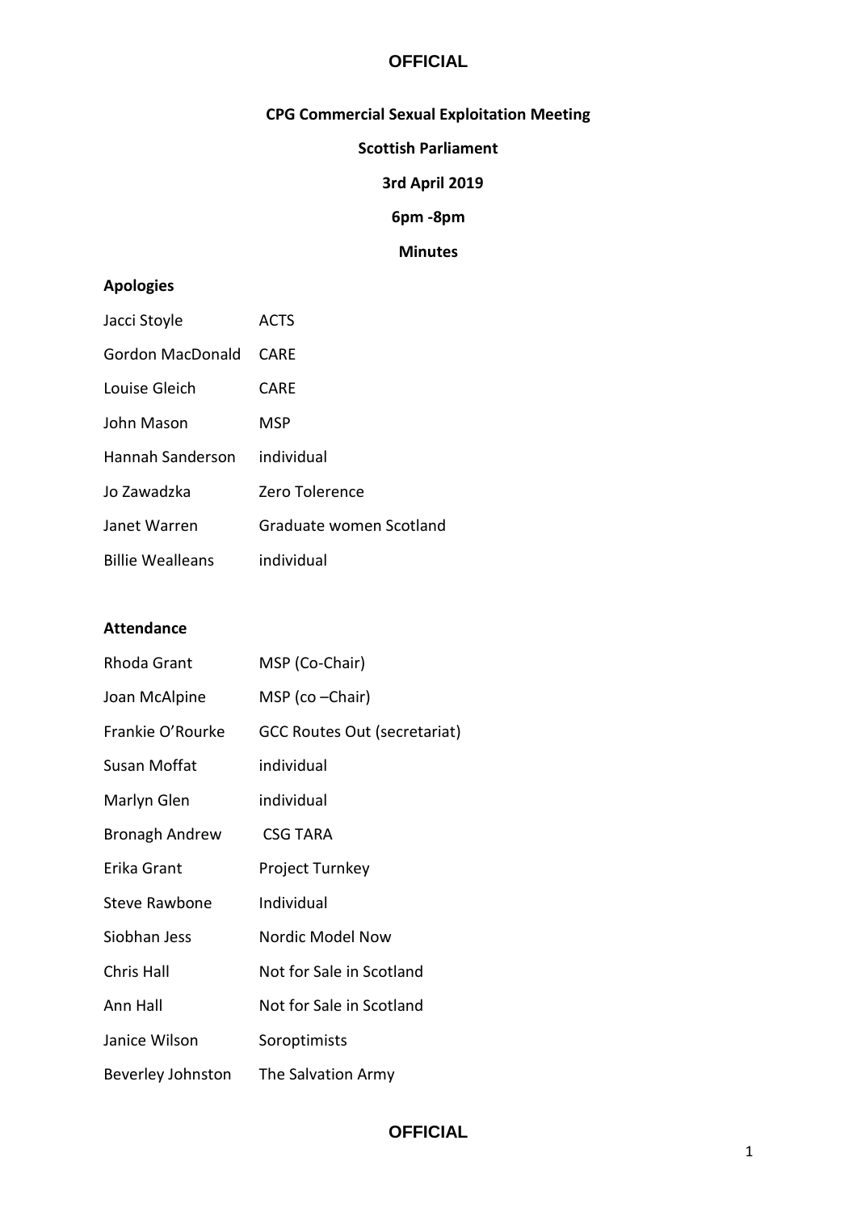**OFFICIAL**

**CPG Commercial Sexual Exploitation Meeting**

**Scottish Parliament**

**3rd April 2019**

**6pm -8pm**

**Minutes**

**Apologies**

| | |
|---|---|
| Jacci Stoyle | ACTS |
| Gordon MacDonald | CARE |
| Louise Gleich | CARE |
| John Mason | MSP |
| Hannah Sanderson | individual |
| Jo Zawadzka | Zero Tolerence |
| Janet Warren | Graduate women Scotland |
| Billie Wealleans | individual |

**Attendance**

| | |
|---|---|
| Rhoda Grant | MSP (Co-Chair) |
| Joan McAlpine | MSP (co –Chair) |
| Frankie O'Rourke | GCC Routes Out (secretariat) |
| Susan Moffat | individual |
| Marlyn Glen | individual |
| Bronagh Andrew | CSG TARA |
| Erika Grant | Project Turnkey |
| Steve Rawbone | Individual |
| Siobhan Jess | Nordic Model Now |
| Chris Hall | Not for Sale in Scotland |
| Ann Hall | Not for Sale in Scotland |
| Janice Wilson | Soroptimists |
| Beverley Johnston | The Salvation Army |

**OFFICIAL**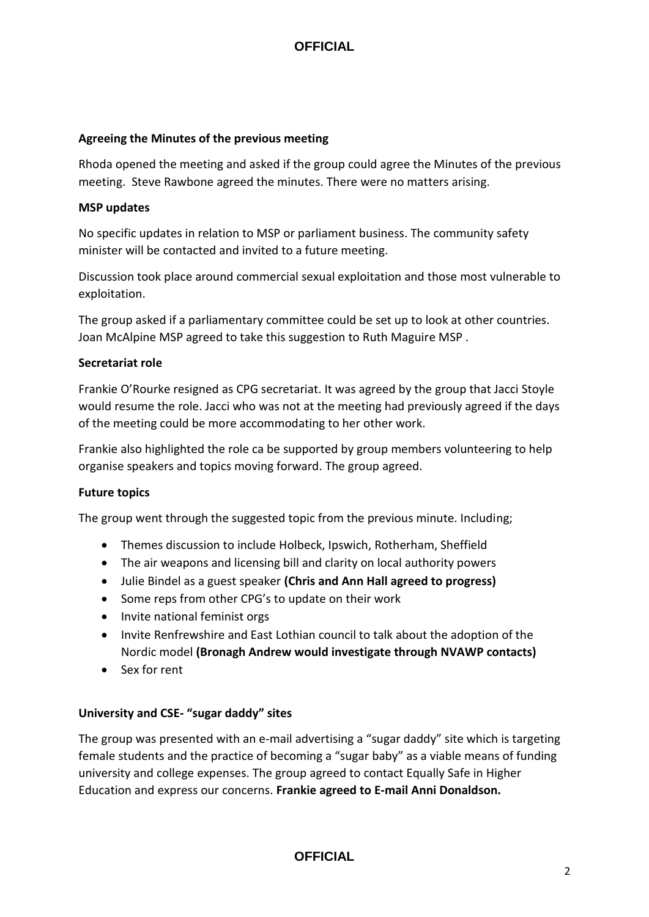**Agreeing the Minutes of the previous meeting**

Rhoda opened the meeting and asked if the group could agree the Minutes of the previous meeting. Steve Rawbone agreed the minutes. There were no matters arising.

**MSP updates**

No specific updates in relation to MSP or parliament business. The community safety minister will be contacted and invited to a future meeting.

Discussion took place around commercial sexual exploitation and those most vulnerable to exploitation.

The group asked if a parliamentary committee could be set up to look at other countries. Joan McAlpine MSP agreed to take this suggestion to Ruth Maguire MSP .

**Secretariat role**

Frankie O'Rourke resigned as CPG secretariat. It was agreed by the group that Jacci Stoyle would resume the role. Jacci who was not at the meeting had previously agreed if the days of the meeting could be more accommodating to her other work.

Frankie also highlighted the role ca be supported by group members volunteering to help organise speakers and topics moving forward. The group agreed.

**Future topics**

The group went through the suggested topic from the previous minute. Including;

- Themes discussion to include Holbeck, Ipswich, Rotherham, Sheffield
- The air weapons and licensing bill and clarity on local authority powers
- Julie Bindel as a guest speaker **(Chris and Ann Hall agreed to progress)**
- Some reps from other CPG's to update on their work
- Invite national feminist orgs
- Invite Renfrewshire and East Lothian council to talk about the adoption of the Nordic model **(Bronagh Andrew would investigate through NVAWP contacts)**
- Sex for rent

**University and CSE- "sugar daddy" sites**

The group was presented with an e-mail advertising a "sugar daddy" site which is targeting female students and the practice of becoming a "sugar baby" as a viable means of funding university and college expenses. The group agreed to contact Equally Safe in Higher Education and express our concerns. **Frankie agreed to E-mail Anni Donaldson.**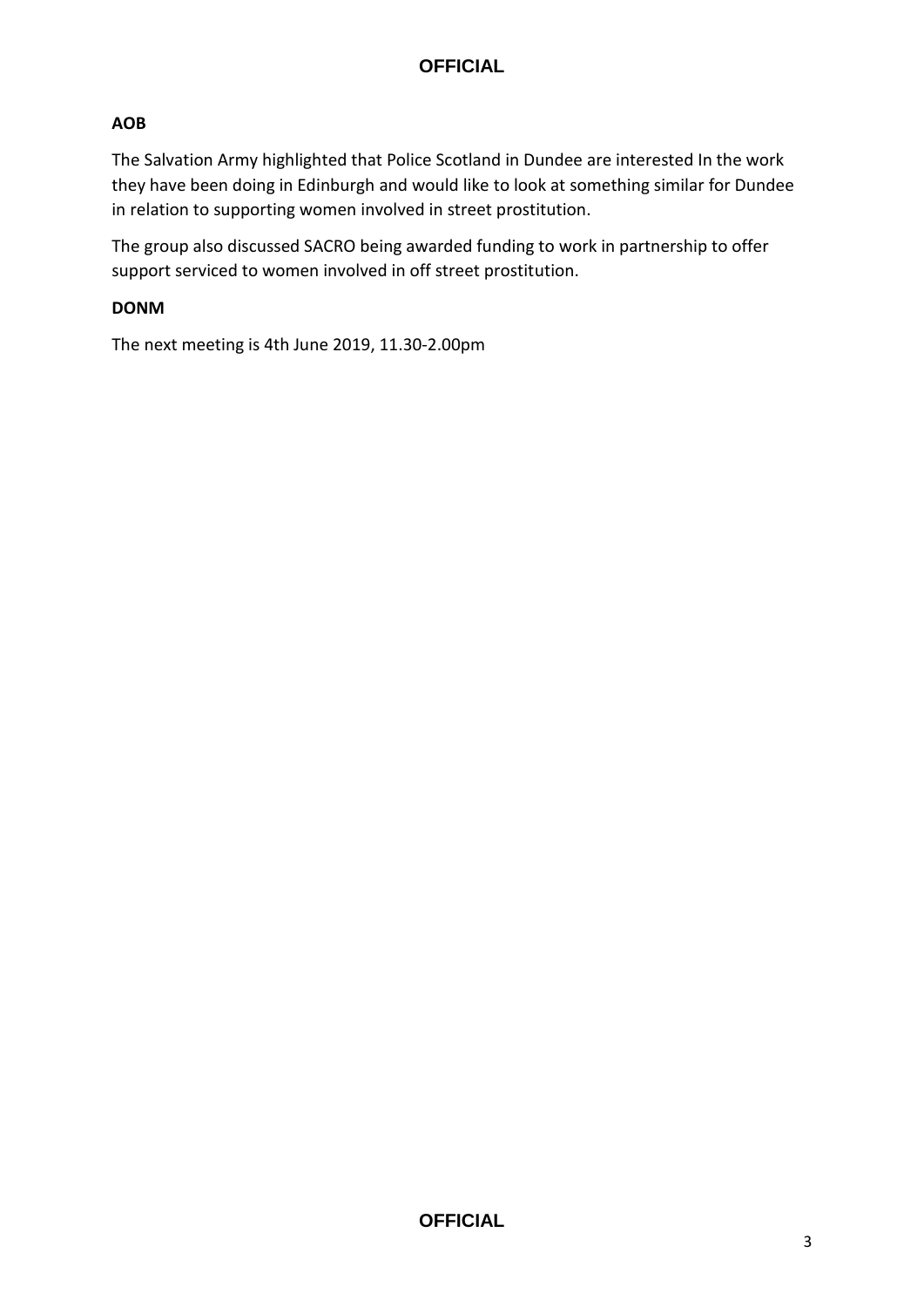**AOB**

The Salvation Army highlighted that Police Scotland in Dundee are interested In the work they have been doing in Edinburgh and would like to look at something similar for Dundee in relation to supporting women involved in street prostitution.

The group also discussed SACRO being awarded funding to work in partnership to offer support serviced to women involved in off street prostitution.

**DONM**

The next meeting is 4th June 2019, 11.30-2.00pm